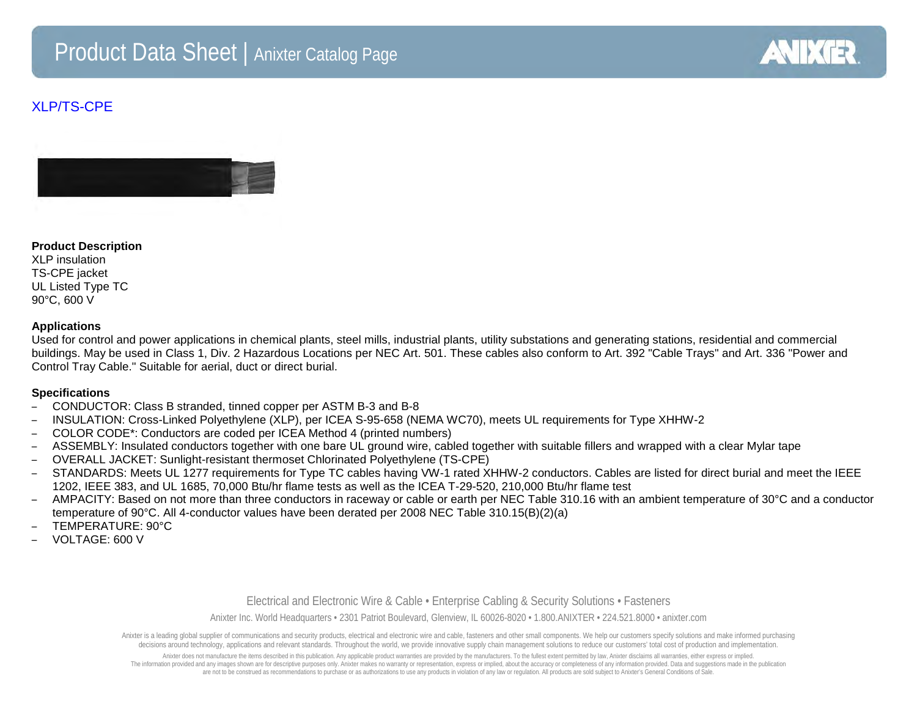# XLP/TS-CPE

**Product Description**
XLP insulation
TS-CPE jacket
UL Listed Type TC
90°C, 600 V

**Applications**
Used for control and power applications in chemical plants, steel mills, industrial plants, utility substations and generating stations, residential and commercial buildings. May be used in Class 1, Div. 2 Hazardous Locations per NEC Art. 501. These cables also conform to Art. 392 "Cable Trays" and Art. 336 "Power and Control Tray Cable." Suitable for aerial, duct or direct burial.

**Specifications**

- CONDUCTOR: Class B stranded, tinned copper per ASTM B-3 and B-8
- INSULATION: Cross-Linked Polyethylene (XLP), per ICEA S-95-658 (NEMA WC70), meets UL requirements for Type XHHW-2
- COLOR CODE*: Conductors are coded per ICEA Method 4 (printed numbers)
- ASSEMBLY: Insulated conductors together with one bare UL ground wire, cabled together with suitable fillers and wrapped with a clear Mylar tape
- OVERALL JACKET: Sunlight-resistant thermoset Chlorinated Polyethylene (TS-CPE)
- STANDARDS: Meets UL 1277 requirements for Type TC cables having VW-1 rated XHHW-2 conductors. Cables are listed for direct burial and meet the IEEE 1202, IEEE 383, and UL 1685, 70,000 Btu/hr flame tests as well as the ICEA T-29-520, 210,000 Btu/hr flame test
- AMPACITY: Based on not more than three conductors in raceway or cable or earth per NEC Table 310.16 with an ambient temperature of 30°C and a conductor temperature of 90°C. All 4-conductor values have been derated per 2008 NEC Table 310.15(B)(2)(a)
- TEMPERATURE: 90°C
- VOLTAGE: 600 V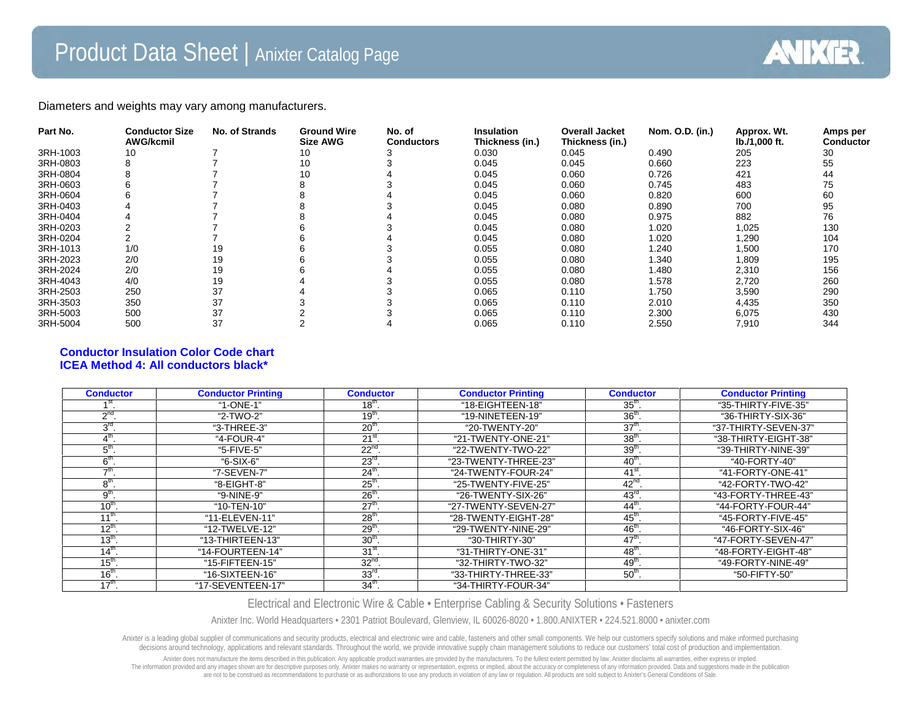Diameters and weights may vary among manufacturers.

| Part No. | Conductor Size AWG/kcmil | No. of Strands | Ground Wire Size AWG | No. of Conductors | Insulation Thickness (in.) | Overall Jacket Thickness (in.) | Nom. O.D. (in.) | Approx. Wt. lb./1,000 ft. | Amps per Conductor |
|---|---|---|---|---|---|---|---|---|---|
| 3RH-1003 | 10 | 7 | 10 | 3 | 0.030 | 0.045 | 0.490 | 205 | 30 |
| 3RH-0803 | 8 | 7 | 10 | 3 | 0.045 | 0.045 | 0.660 | 223 | 55 |
| 3RH-0804 | 8 | 7 | 10 | 4 | 0.045 | 0.060 | 0.726 | 421 | 44 |
| 3RH-0603 | 6 | 7 | 8 | 3 | 0.045 | 0.060 | 0.745 | 483 | 75 |
| 3RH-0604 | 6 | 7 | 8 | 4 | 0.045 | 0.060 | 0.820 | 600 | 60 |
| 3RH-0403 | 4 | 7 | 8 | 3 | 0.045 | 0.080 | 0.890 | 700 | 95 |
| 3RH-0404 | 4 | 7 | 8 | 4 | 0.045 | 0.080 | 0.975 | 882 | 76 |
| 3RH-0203 | 2 | 7 | 6 | 3 | 0.045 | 0.080 | 1.020 | 1,025 | 130 |
| 3RH-0204 | 2 | 7 | 6 | 4 | 0.045 | 0.080 | 1.020 | 1,290 | 104 |
| 3RH-1013 | 1/0 | 19 | 6 | 3 | 0.055 | 0.080 | 1.240 | 1,500 | 170 |
| 3RH-2023 | 2/0 | 19 | 6 | 3 | 0.055 | 0.080 | 1.340 | 1,809 | 195 |
| 3RH-2024 | 2/0 | 19 | 6 | 4 | 0.055 | 0.080 | 1.480 | 2,310 | 156 |
| 3RH-4043 | 4/0 | 19 | 4 | 3 | 0.055 | 0.080 | 1.578 | 2,720 | 260 |
| 3RH-2503 | 250 | 37 | 4 | 3 | 0.065 | 0.110 | 1.750 | 3,590 | 290 |
| 3RH-3503 | 350 | 37 | 3 | 3 | 0.065 | 0.110 | 2.010 | 4,435 | 350 |
| 3RH-5003 | 500 | 37 | 2 | 3 | 0.065 | 0.110 | 2.300 | 6,075 | 430 |
| 3RH-5004 | 500 | 37 | 2 | 4 | 0.065 | 0.110 | 2.550 | 7,910 | 344 |

**Conductor Insulation Color Code chart**
**ICEA Method 4: All conductors black***

| Conductor | Conductor Printing | Conductor | Conductor Printing | Conductor | Conductor Printing |
|---|---|---|---|---|---|
| 1st. | "1-ONE-1" | 18th. | "18-EIGHTEEN-18" | 35th. | "35-THIRTY-FIVE-35" |
| 2nd. | "2-TWO-2" | 19th. | "19-NINETEEN-19" | 36th. | "36-THIRTY-SIX-36" |
| 3rd. | "3-THREE-3" | 20th. | "20-TWENTY-20" | 37th. | "37-THIRTY-SEVEN-37" |
| 4th. | "4-FOUR-4" | 21st. | "21-TWENTY-ONE-21" | 38th. | "38-THIRTY-EIGHT-38" |
| 5th. | "5-FIVE-5" | 22nd. | "22-TWENTY-TWO-22" | 39th. | "39-THIRTY-NINE-39" |
| 6th. | "6-SIX-6" | 23rd. | "23-TWENTY-THREE-23" | 40th. | "40-FORTY-40" |
| 7th. | "7-SEVEN-7" | 24th. | "24-TWENTY-FOUR-24" | 41st. | "41-FORTY-ONE-41" |
| 8th. | "8-EIGHT-8" | 25th. | "25-TWENTY-FIVE-25" | 42nd. | "42-FORTY-TWO-42" |
| 9th. | "9-NINE-9" | 26th. | "26-TWENTY-SIX-26" | 43rd. | "43-FORTY-THREE-43" |
| 10th. | "10-TEN-10" | 27th. | "27-TWENTY-SEVEN-27" | 44th. | "44-FORTY-FOUR-44" |
| 11th. | "11-ELEVEN-11" | 28th. | "28-TWENTY-EIGHT-28" | 45th. | "45-FORTY-FIVE-45" |
| 12th. | "12-TWELVE-12" | 29th. | "29-TWENTY-NINE-29" | 46th. | "46-FORTY-SIX-46" |
| 13th. | "13-THIRTEEN-13" | 30th. | "30-THIRTY-30" | 47th. | "47-FORTY-SEVEN-47" |
| 14th. | "14-FOURTEEN-14" | 31st. | "31-THIRTY-ONE-31" | 48th. | "48-FORTY-EIGHT-48" |
| 15th. | "15-FIFTEEN-15" | 32nd. | "32-THIRTY-TWO-32" | 49th. | "49-FORTY-NINE-49" |
| 16th. | "16-SIXTEEN-16" | 33rd. | "33-THIRTY-THREE-33" | 50th. | "50-FIFTY-50" |
| 17th. | "17-SEVENTEEN-17" | 34th. | "34-THIRTY-FOUR-34" | | |

Electrical and Electronic Wire & Cable • Enterprise Cabling & Security Solutions • Fasteners

Anixter Inc. World Headquarters • 2301 Patriot Boulevard, Glenview, IL 60026-8020 • 1.800.ANIXTER • 224.521.8000 • anixter.com

Anixter is a leading global supplier of communications and security products, electrical and electronic wire and cable, fasteners and other small components. We help our customers specify solutions and make informed purchasing decisions around technology, applications and relevant standards. Throughout the world, we provide innovative supply chain management solutions to reduce our customers' total cost of production and implementation.

Anixter does not manufacture the items described in this publication. Any applicable product warranties are provided by the manufacturers. To the fullest extent permitted by law, Anixter disclaims all warranties, either express or implied. The information provided and any images shown are for descriptive purposes only. Anixter makes no warranty or representation, express or implied, about the accuracy or completeness of any information provided. Data and suggestions made in the publication are not to be construed as recommendations to purchase or as authorizations to use any products in violation of any law or regulation. All products are sold subject to Anixter's General Conditions of Sale.